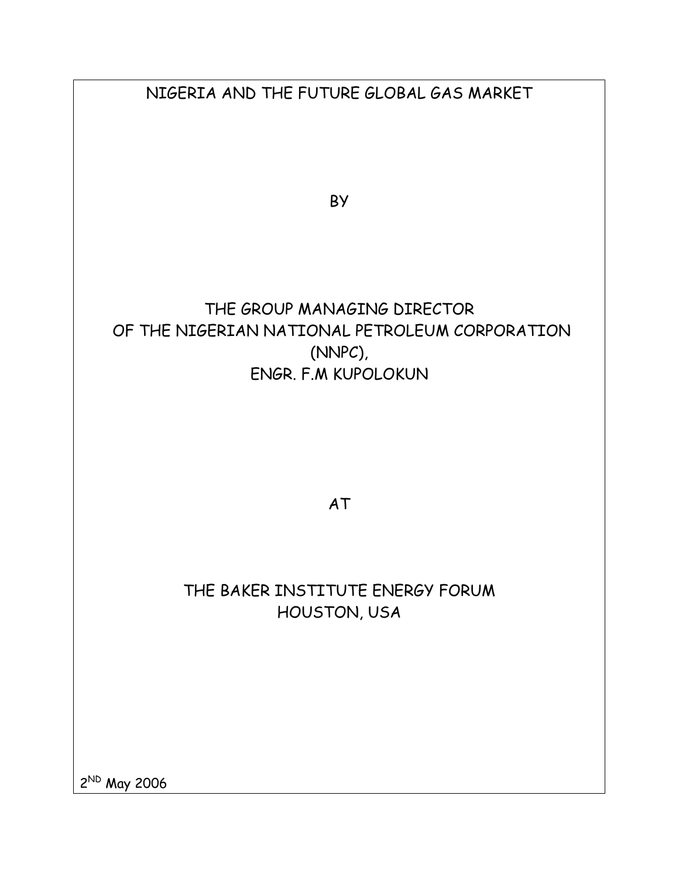# NIGERIA AND THE FUTURE GLOBAL GAS MARKET

BY

THE GROUP MANAGING DIRECTOR
OF THE NIGERIAN NATIONAL PETROLEUM CORPORATION
(NNPC),
ENGR. F.M KUPOLOKUN

AT

THE BAKER INSTITUTE ENERGY FORUM
HOUSTON, USA

2ND May 2006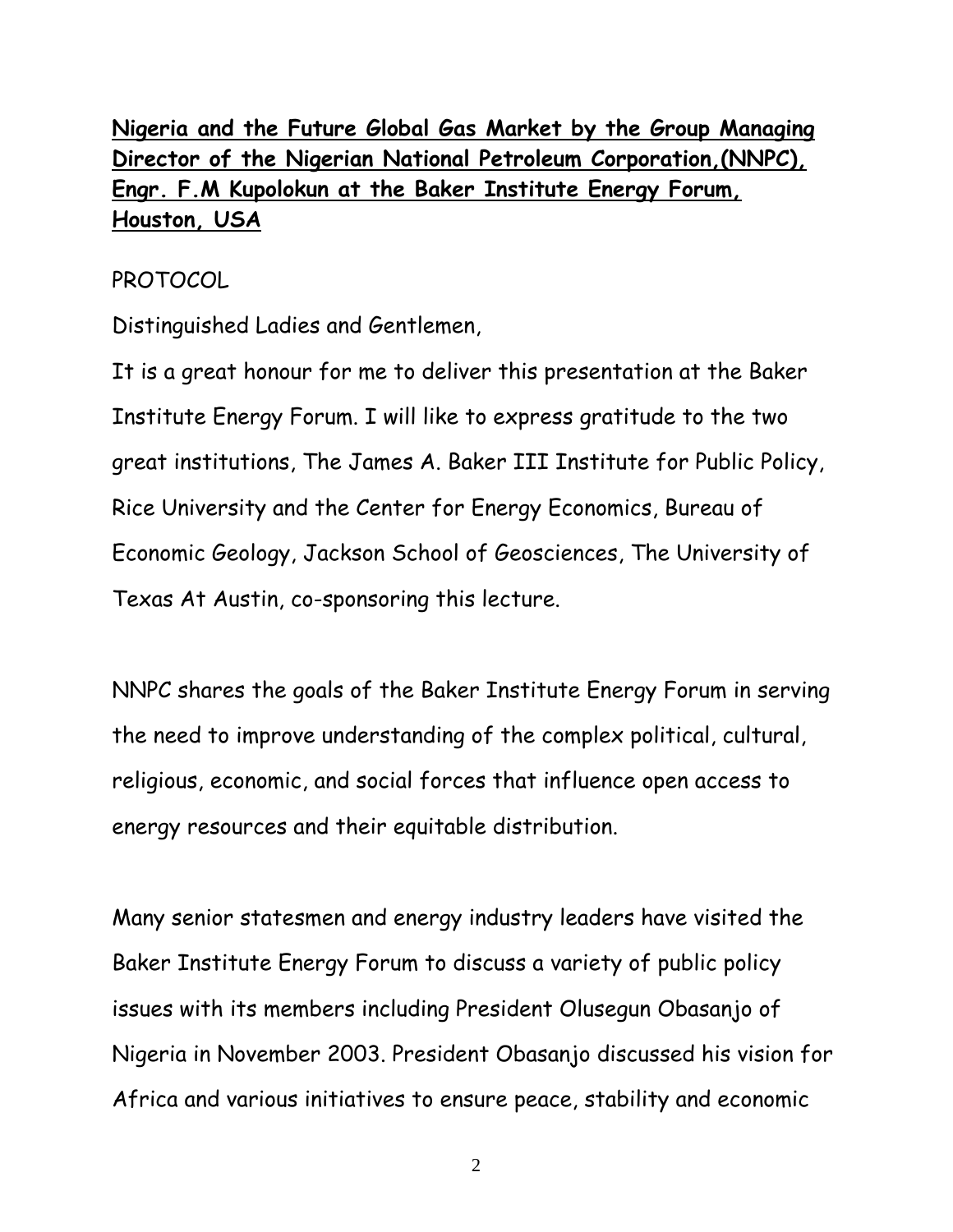**Nigeria and the Future Global Gas Market by the Group Managing Director of the Nigerian National Petroleum Corporation,(NNPC), Engr. F.M Kupolokun at the Baker Institute Energy Forum, Houston, USA**

PROTOCOL

Distinguished Ladies and Gentlemen,

It is a great honour for me to deliver this presentation at the Baker Institute Energy Forum. I will like to express gratitude to the two great institutions, The James A. Baker III Institute for Public Policy, Rice University and the Center for Energy Economics, Bureau of Economic Geology, Jackson School of Geosciences, The University of Texas At Austin, co-sponsoring this lecture.

NNPC shares the goals of the Baker Institute Energy Forum in serving the need to improve understanding of the complex political, cultural, religious, economic, and social forces that influence open access to energy resources and their equitable distribution.

Many senior statesmen and energy industry leaders have visited the Baker Institute Energy Forum to discuss a variety of public policy issues with its members including President Olusegun Obasanjo of Nigeria in November 2003. President Obasanjo discussed his vision for Africa and various initiatives to ensure peace, stability and economic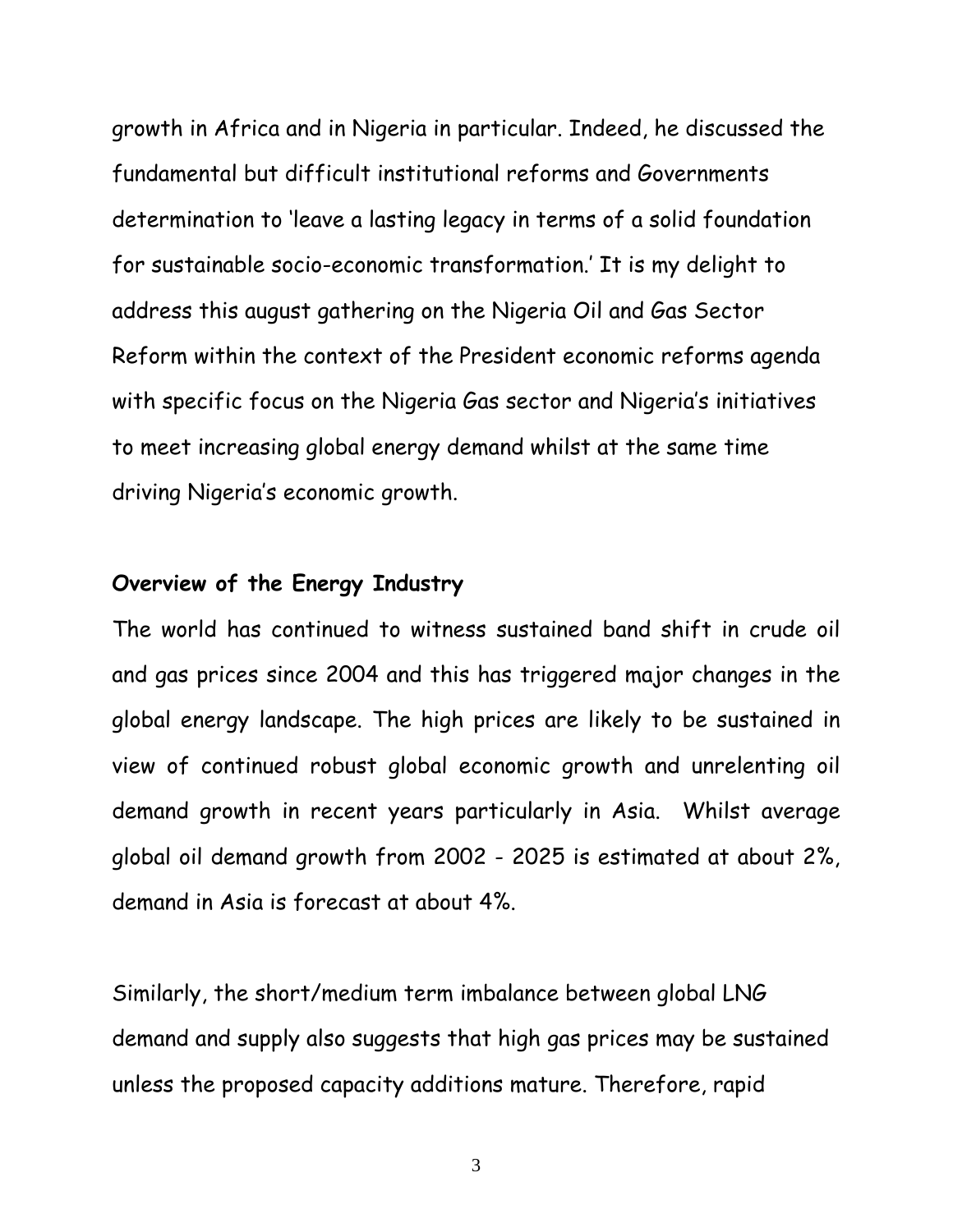growth in Africa and in Nigeria in particular. Indeed, he discussed the fundamental but difficult institutional reforms and Governments determination to 'leave a lasting legacy in terms of a solid foundation for sustainable socio-economic transformation.' It is my delight to address this august gathering on the Nigeria Oil and Gas Sector Reform within the context of the President economic reforms agenda with specific focus on the Nigeria Gas sector and Nigeria's initiatives to meet increasing global energy demand whilst at the same time driving Nigeria's economic growth.

**Overview of the Energy Industry**

The world has continued to witness sustained band shift in crude oil and gas prices since 2004 and this has triggered major changes in the global energy landscape. The high prices are likely to be sustained in view of continued robust global economic growth and unrelenting oil demand growth in recent years particularly in Asia. Whilst average global oil demand growth from 2002 - 2025 is estimated at about 2%, demand in Asia is forecast at about 4%.

Similarly, the short/medium term imbalance between global LNG demand and supply also suggests that high gas prices may be sustained unless the proposed capacity additions mature. Therefore, rapid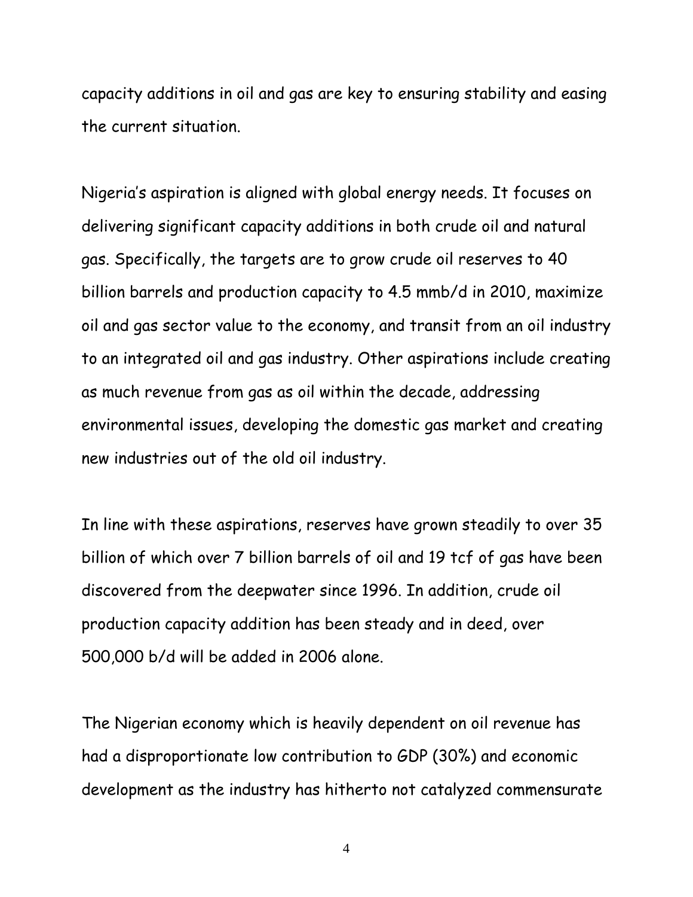capacity additions in oil and gas are key to ensuring stability and easing the current situation.

Nigeria's aspiration is aligned with global energy needs. It focuses on delivering significant capacity additions in both crude oil and natural gas. Specifically, the targets are to grow crude oil reserves to 40 billion barrels and production capacity to 4.5 mmb/d in 2010, maximize oil and gas sector value to the economy, and transit from an oil industry to an integrated oil and gas industry. Other aspirations include creating as much revenue from gas as oil within the decade, addressing environmental issues, developing the domestic gas market and creating new industries out of the old oil industry.

In line with these aspirations, reserves have grown steadily to over 35 billion of which over 7 billion barrels of oil and 19 tcf of gas have been discovered from the deepwater since 1996. In addition, crude oil production capacity addition has been steady and in deed, over 500,000 b/d will be added in 2006 alone.

The Nigerian economy which is heavily dependent on oil revenue has had a disproportionate low contribution to GDP (30%) and economic development as the industry has hitherto not catalyzed commensurate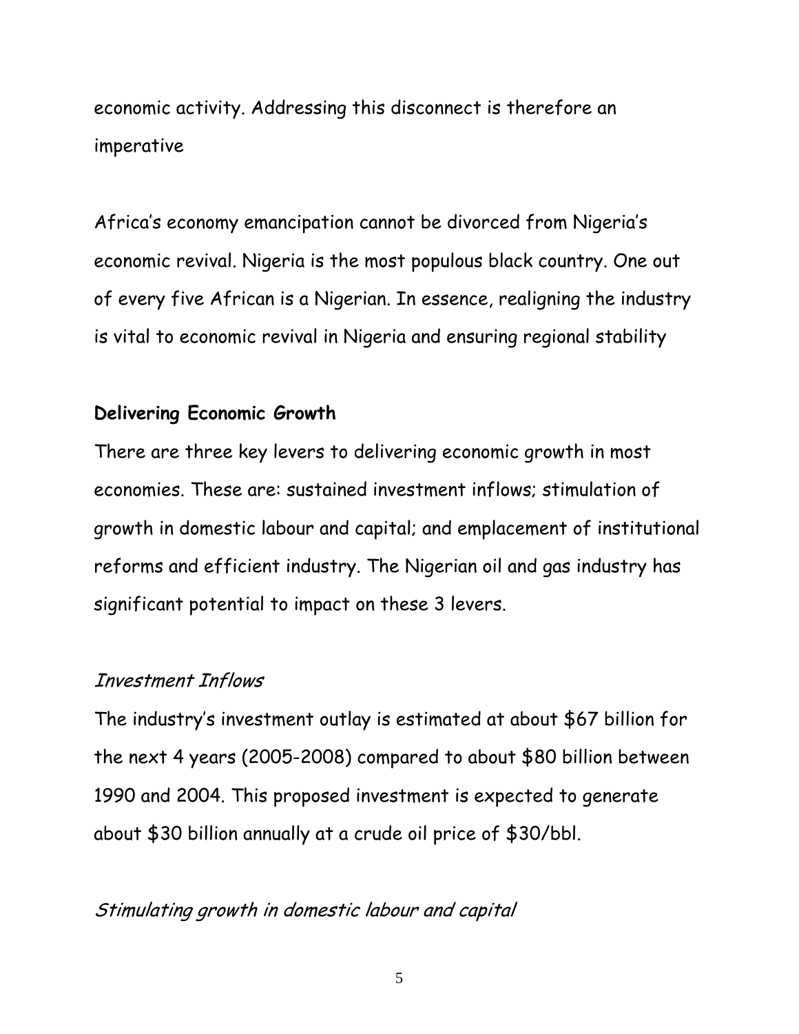economic activity. Addressing this disconnect is therefore an imperative

Africa's economy emancipation cannot be divorced from Nigeria's economic revival. Nigeria is the most populous black country. One out of every five African is a Nigerian. In essence, realigning the industry is vital to economic revival in Nigeria and ensuring regional stability

**Delivering Economic Growth**

There are three key levers to delivering economic growth in most economies. These are: sustained investment inflows; stimulation of growth in domestic labour and capital; and emplacement of institutional reforms and efficient industry. The Nigerian oil and gas industry has significant potential to impact on these 3 levers.

*Investment Inflows*

The industry's investment outlay is estimated at about $67 billion for the next 4 years (2005-2008) compared to about $80 billion between 1990 and 2004. This proposed investment is expected to generate about $30 billion annually at a crude oil price of $30/bbl.

*Stimulating growth in domestic labour and capital*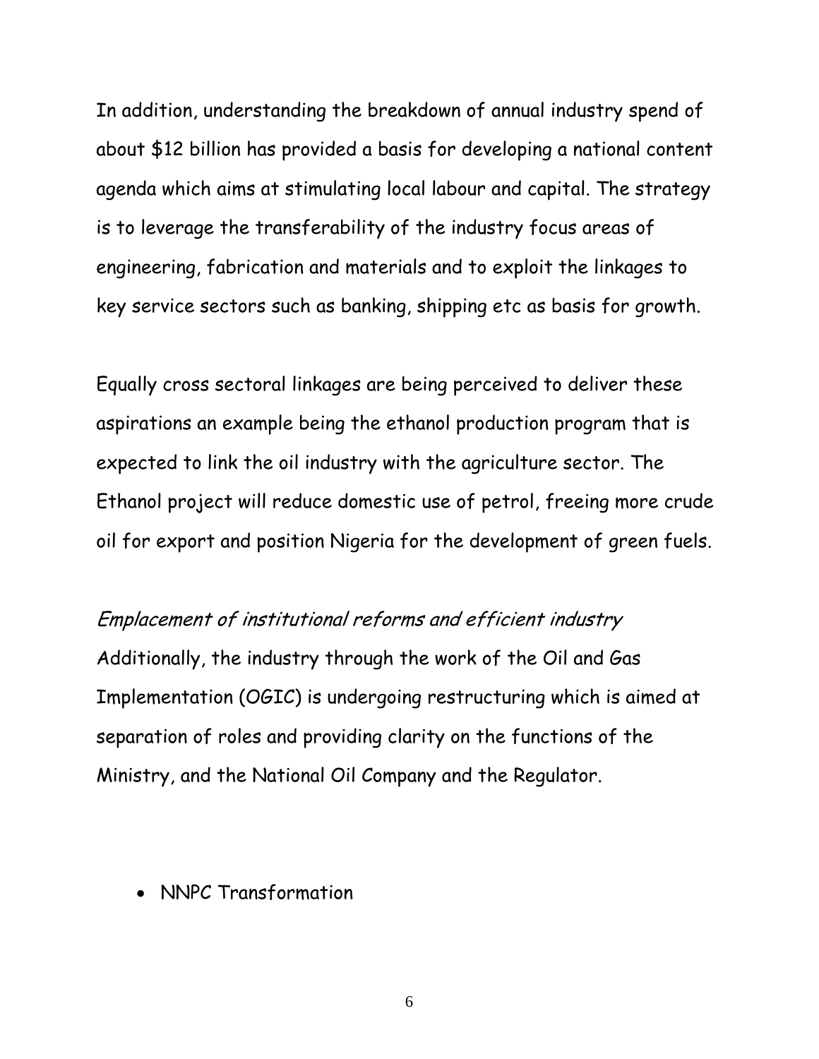In addition, understanding the breakdown of annual industry spend of about $12 billion has provided a basis for developing a national content agenda which aims at stimulating local labour and capital. The strategy is to leverage the transferability of the industry focus areas of engineering, fabrication and materials and to exploit the linkages to key service sectors such as banking, shipping etc as basis for growth.

Equally cross sectoral linkages are being perceived to deliver these aspirations an example being the ethanol production program that is expected to link the oil industry with the agriculture sector. The Ethanol project will reduce domestic use of petrol, freeing more crude oil for export and position Nigeria for the development of green fuels.

*Emplacement of institutional reforms and efficient industry*

Additionally, the industry through the work of the Oil and Gas Implementation (OGIC) is undergoing restructuring which is aimed at separation of roles and providing clarity on the functions of the Ministry, and the National Oil Company and the Regulator.

- NNPC Transformation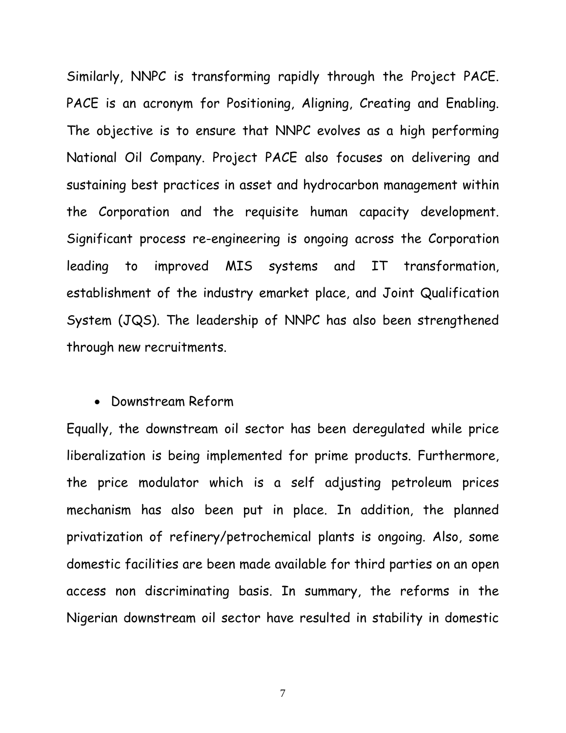Similarly, NNPC is transforming rapidly through the Project PACE. PACE is an acronym for Positioning, Aligning, Creating and Enabling. The objective is to ensure that NNPC evolves as a high performing National Oil Company. Project PACE also focuses on delivering and sustaining best practices in asset and hydrocarbon management within the Corporation and the requisite human capacity development. Significant process re-engineering is ongoing across the Corporation leading to improved MIS systems and IT transformation, establishment of the industry emarket place, and Joint Qualification System (JQS). The leadership of NNPC has also been strengthened through new recruitments.

- Downstream Reform

Equally, the downstream oil sector has been deregulated while price liberalization is being implemented for prime products. Furthermore, the price modulator which is a self adjusting petroleum prices mechanism has also been put in place. In addition, the planned privatization of refinery/petrochemical plants is ongoing. Also, some domestic facilities are been made available for third parties on an open access non discriminating basis. In summary, the reforms in the Nigerian downstream oil sector have resulted in stability in domestic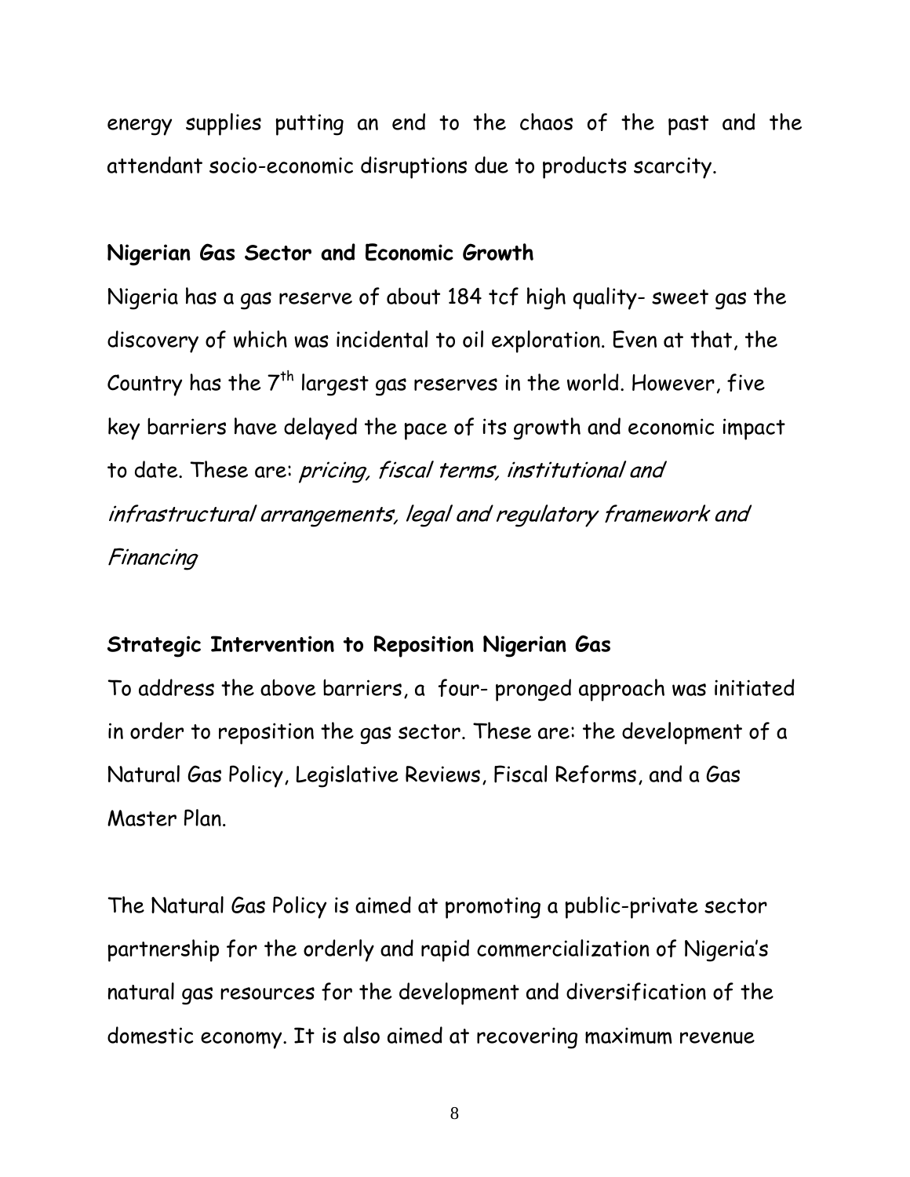energy supplies putting an end to the chaos of the past and the attendant socio-economic disruptions due to products scarcity.

**Nigerian Gas Sector and Economic Growth**

Nigeria has a gas reserve of about 184 tcf high quality- sweet gas the discovery of which was incidental to oil exploration. Even at that, the Country has the 7th largest gas reserves in the world. However, five key barriers have delayed the pace of its growth and economic impact to date. These are: *pricing, fiscal terms, institutional and infrastructural arrangements, legal and regulatory framework and Financing*

**Strategic Intervention to Reposition Nigerian Gas**

To address the above barriers, a four- pronged approach was initiated in order to reposition the gas sector. These are: the development of a Natural Gas Policy, Legislative Reviews, Fiscal Reforms, and a Gas Master Plan.

The Natural Gas Policy is aimed at promoting a public-private sector partnership for the orderly and rapid commercialization of Nigeria's natural gas resources for the development and diversification of the domestic economy. It is also aimed at recovering maximum revenue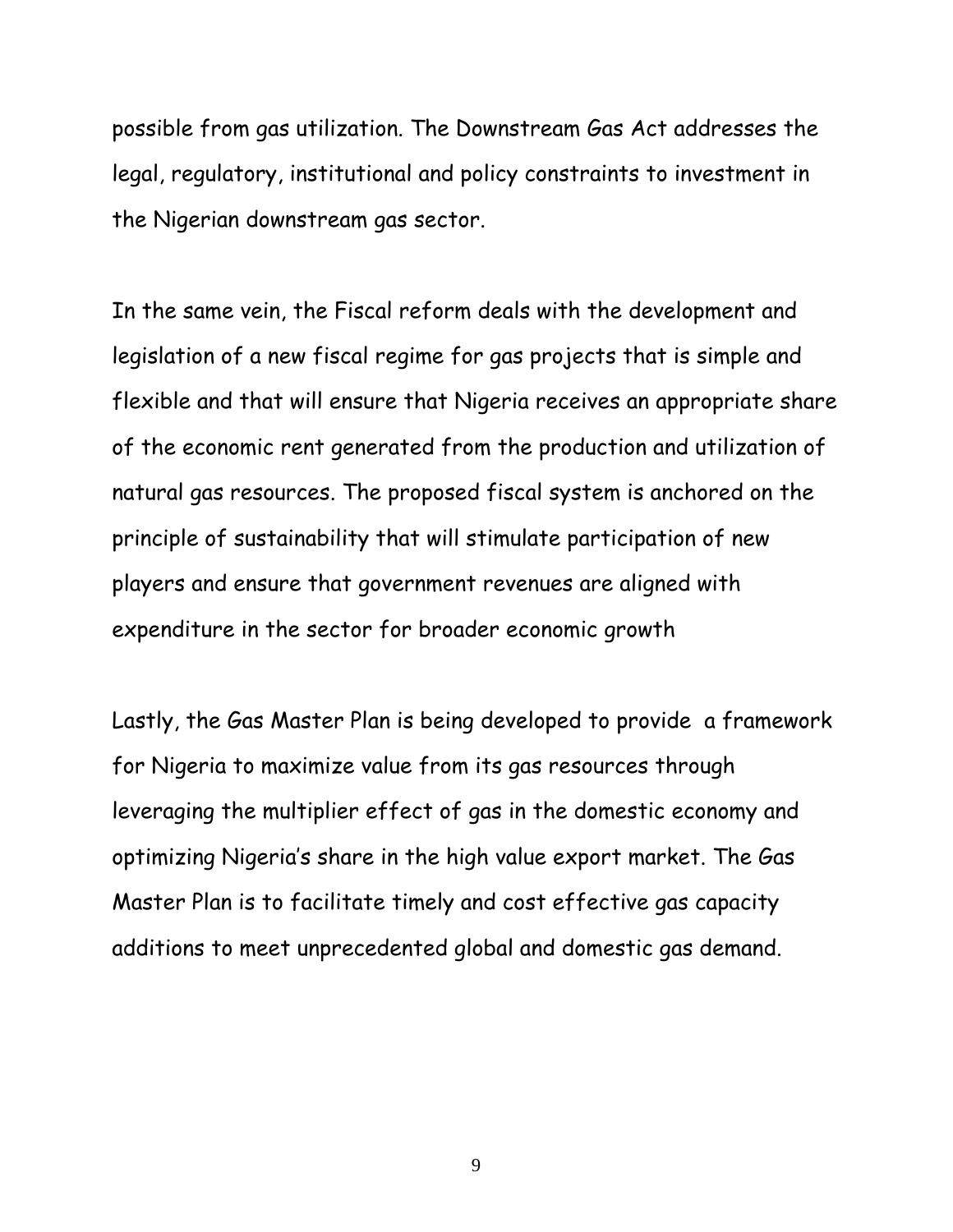possible from gas utilization. The Downstream Gas Act addresses the legal, regulatory, institutional and policy constraints to investment in the Nigerian downstream gas sector.

In the same vein, the Fiscal reform deals with the development and legislation of a new fiscal regime for gas projects that is simple and flexible and that will ensure that Nigeria receives an appropriate share of the economic rent generated from the production and utilization of natural gas resources. The proposed fiscal system is anchored on the principle of sustainability that will stimulate participation of new players and ensure that government revenues are aligned with expenditure in the sector for broader economic growth

Lastly, the Gas Master Plan is being developed to provide a framework for Nigeria to maximize value from its gas resources through leveraging the multiplier effect of gas in the domestic economy and optimizing Nigeria's share in the high value export market. The Gas Master Plan is to facilitate timely and cost effective gas capacity additions to meet unprecedented global and domestic gas demand.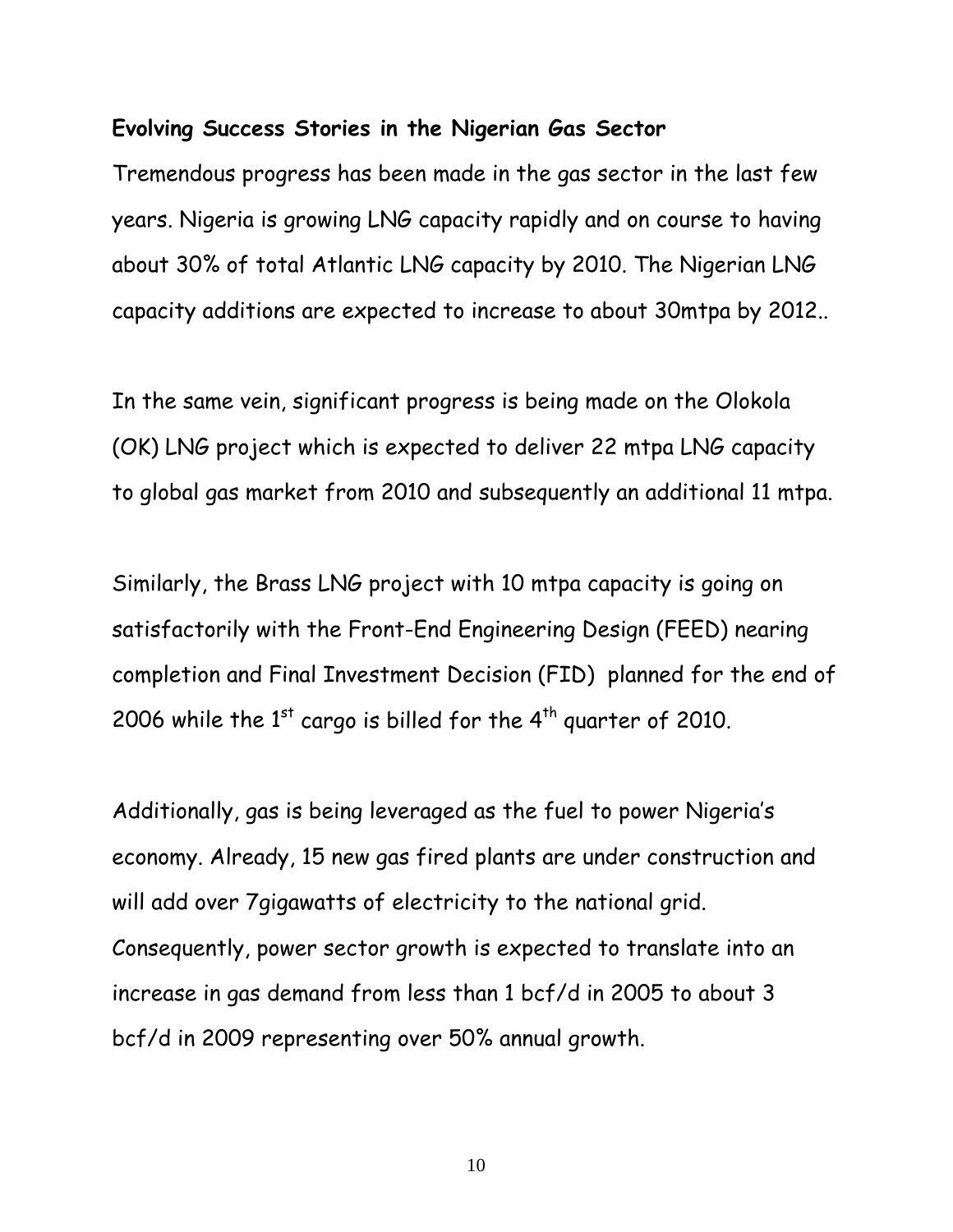**Evolving Success Stories in the Nigerian Gas Sector**

Tremendous progress has been made in the gas sector in the last few years. Nigeria is growing LNG capacity rapidly and on course to having about 30% of total Atlantic LNG capacity by 2010. The Nigerian LNG capacity additions are expected to increase to about 30mtpa by 2012..

In the same vein, significant progress is being made on the Olokola (OK) LNG project which is expected to deliver 22 mtpa LNG capacity to global gas market from 2010 and subsequently an additional 11 mtpa.

Similarly, the Brass LNG project with 10 mtpa capacity is going on satisfactorily with the Front-End Engineering Design (FEED) nearing completion and Final Investment Decision (FID) planned for the end of 2006 while the 1st cargo is billed for the 4th quarter of 2010.

Additionally, gas is being leveraged as the fuel to power Nigeria's economy. Already, 15 new gas fired plants are under construction and will add over 7gigawatts of electricity to the national grid. Consequently, power sector growth is expected to translate into an increase in gas demand from less than 1 bcf/d in 2005 to about 3 bcf/d in 2009 representing over 50% annual growth.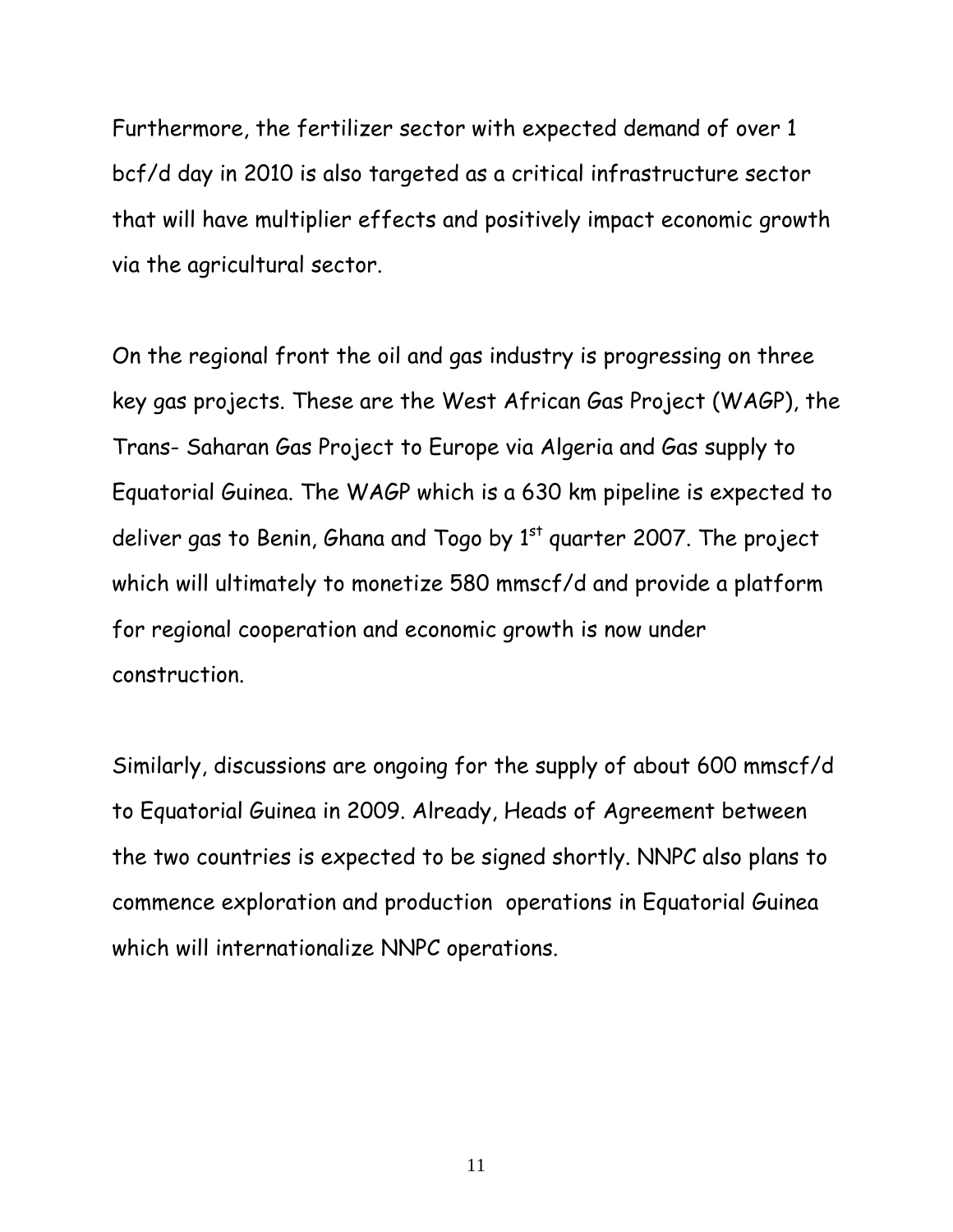Furthermore, the fertilizer sector with expected demand of over 1 bcf/d day in 2010 is also targeted as a critical infrastructure sector that will have multiplier effects and positively impact economic growth via the agricultural sector.

On the regional front the oil and gas industry is progressing on three key gas projects. These are the West African Gas Project (WAGP), the Trans- Saharan Gas Project to Europe via Algeria and Gas supply to Equatorial Guinea. The WAGP which is a 630 km pipeline is expected to deliver gas to Benin, Ghana and Togo by 1st quarter 2007. The project which will ultimately to monetize 580 mmscf/d and provide a platform for regional cooperation and economic growth is now under construction.

Similarly, discussions are ongoing for the supply of about 600 mmscf/d to Equatorial Guinea in 2009. Already, Heads of Agreement between the two countries is expected to be signed shortly. NNPC also plans to commence exploration and production operations in Equatorial Guinea which will internationalize NNPC operations.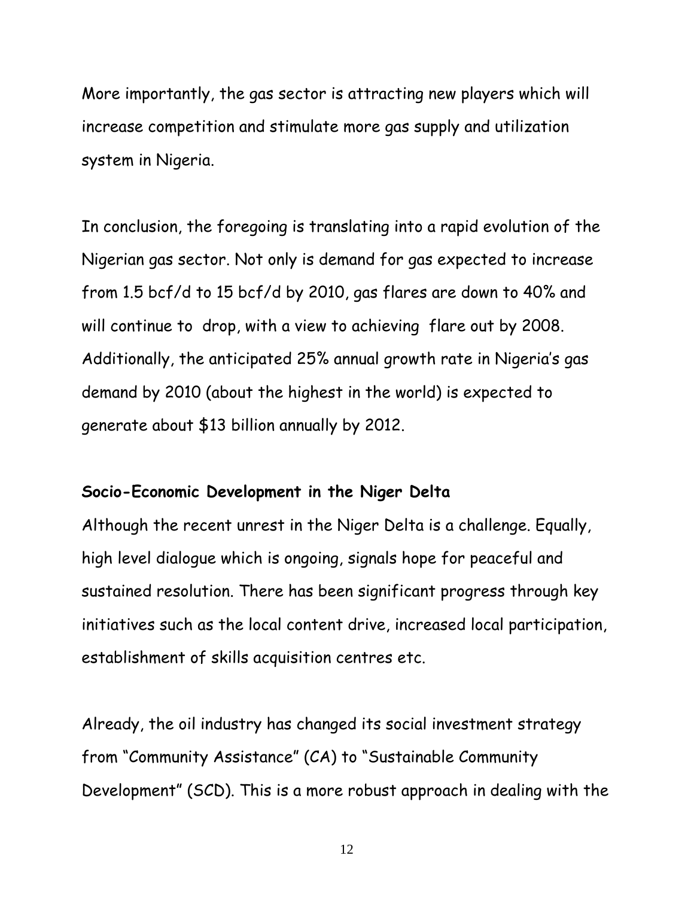More importantly, the gas sector is attracting new players which will increase competition and stimulate more gas supply and utilization system in Nigeria.

In conclusion, the foregoing is translating into a rapid evolution of the Nigerian gas sector. Not only is demand for gas expected to increase from 1.5 bcf/d to 15 bcf/d by 2010, gas flares are down to 40% and will continue to drop, with a view to achieving flare out by 2008. Additionally, the anticipated 25% annual growth rate in Nigeria's gas demand by 2010 (about the highest in the world) is expected to generate about $13 billion annually by 2012.

**Socio-Economic Development in the Niger Delta**

Although the recent unrest in the Niger Delta is a challenge. Equally, high level dialogue which is ongoing, signals hope for peaceful and sustained resolution. There has been significant progress through key initiatives such as the local content drive, increased local participation, establishment of skills acquisition centres etc.

Already, the oil industry has changed its social investment strategy from "Community Assistance" (CA) to "Sustainable Community Development" (SCD). This is a more robust approach in dealing with the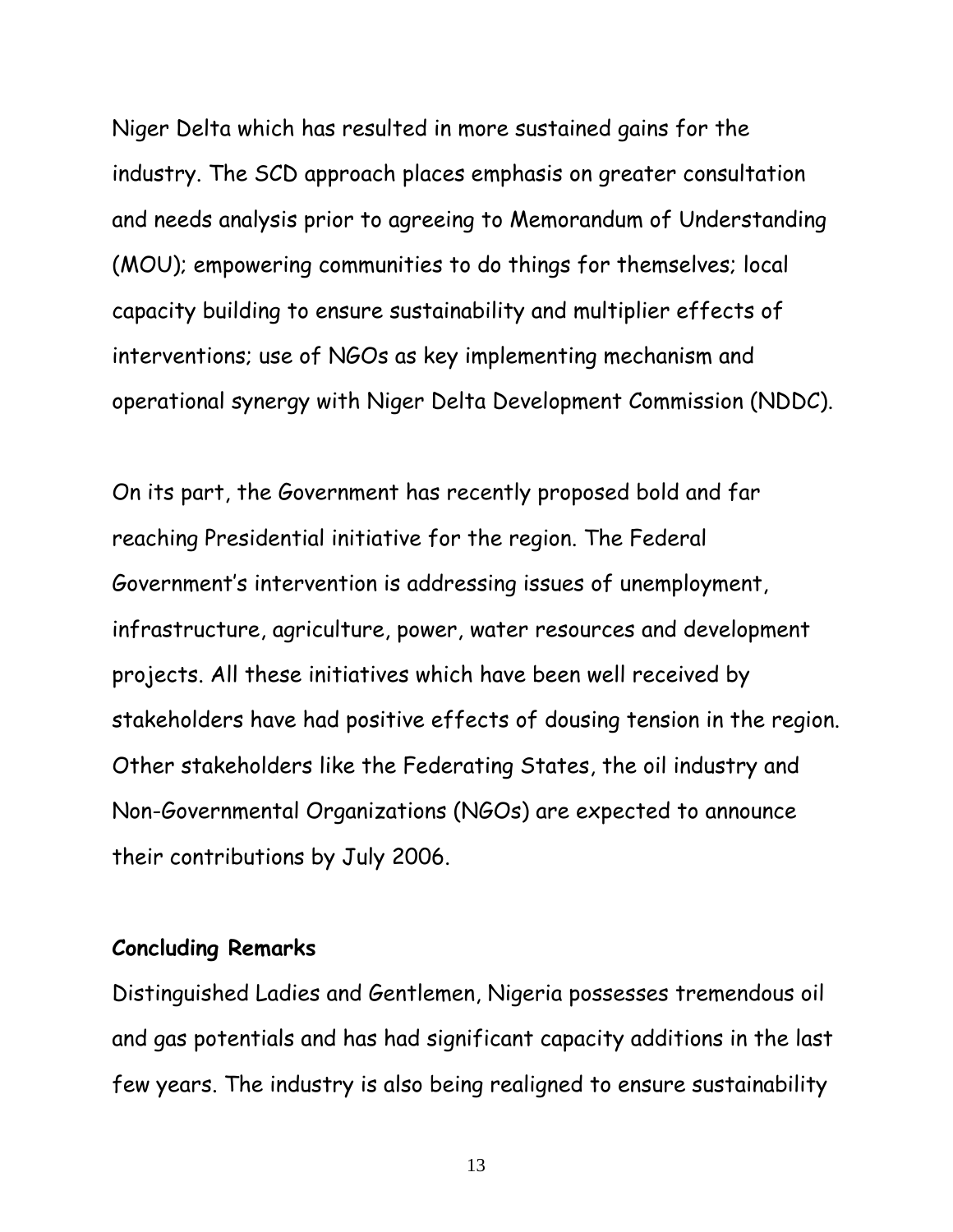Niger Delta which has resulted in more sustained gains for the industry. The SCD approach places emphasis on greater consultation and needs analysis prior to agreeing to Memorandum of Understanding (MOU); empowering communities to do things for themselves; local capacity building to ensure sustainability and multiplier effects of interventions; use of NGOs as key implementing mechanism and operational synergy with Niger Delta Development Commission (NDDC).

On its part, the Government has recently proposed bold and far reaching Presidential initiative for the region. The Federal Government's intervention is addressing issues of unemployment, infrastructure, agriculture, power, water resources and development projects. All these initiatives which have been well received by stakeholders have had positive effects of dousing tension in the region. Other stakeholders like the Federating States, the oil industry and Non-Governmental Organizations (NGOs) are expected to announce their contributions by July 2006.

**Concluding Remarks**

Distinguished Ladies and Gentlemen, Nigeria possesses tremendous oil and gas potentials and has had significant capacity additions in the last few years. The industry is also being realigned to ensure sustainability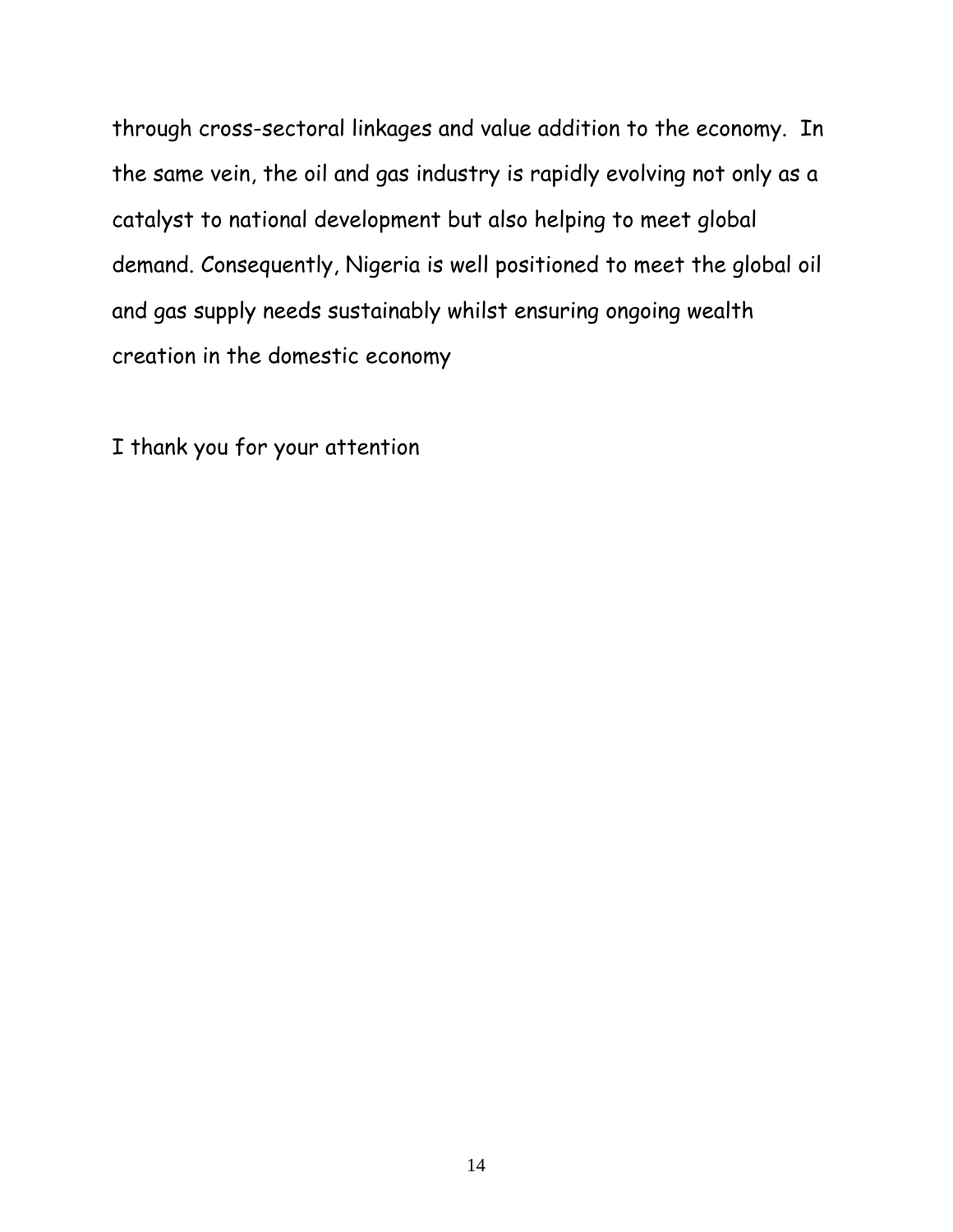through cross-sectoral linkages and value addition to the economy. In the same vein, the oil and gas industry is rapidly evolving not only as a catalyst to national development but also helping to meet global demand. Consequently, Nigeria is well positioned to meet the global oil and gas supply needs sustainably whilst ensuring ongoing wealth creation in the domestic economy

I thank you for your attention